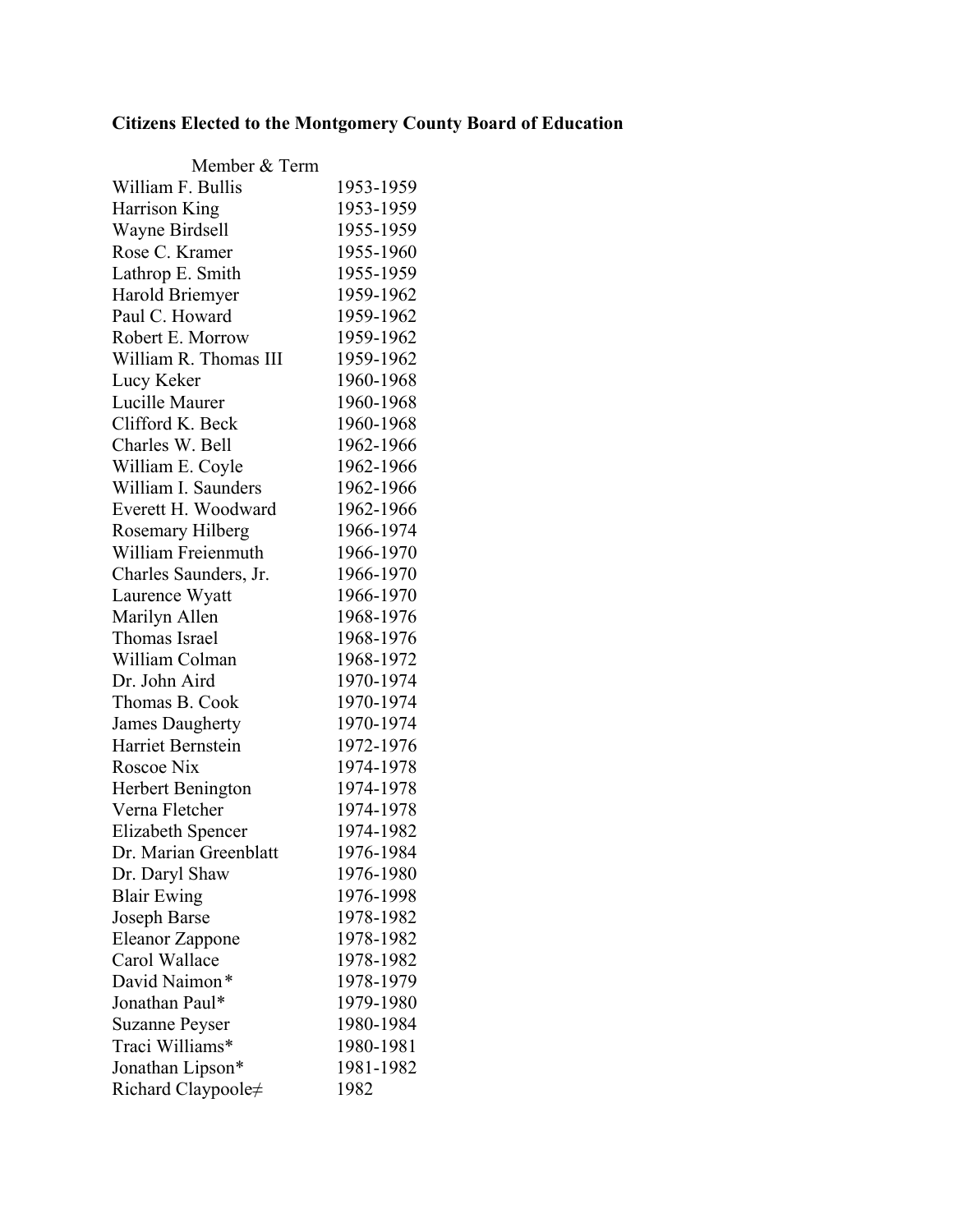**Citizens Elected to the Montgomery County Board of Education**

| Member & Term | |
|---|---|
| William F. Bullis | 1953-1959 |
| Harrison King | 1953-1959 |
| Wayne Birdsell | 1955-1959 |
| Rose C. Kramer | 1955-1960 |
| Lathrop E. Smith | 1955-1959 |
| Harold Briemyer | 1959-1962 |
| Paul C. Howard | 1959-1962 |
| Robert E. Morrow | 1959-1962 |
| William R. Thomas III | 1959-1962 |
| Lucy Keker | 1960-1968 |
| Lucille Maurer | 1960-1968 |
| Clifford K. Beck | 1960-1968 |
| Charles W. Bell | 1962-1966 |
| William E. Coyle | 1962-1966 |
| William I. Saunders | 1962-1966 |
| Everett H. Woodward | 1962-1966 |
| Rosemary Hilberg | 1966-1974 |
| William Freienmuth | 1966-1970 |
| Charles Saunders, Jr. | 1966-1970 |
| Laurence Wyatt | 1966-1970 |
| Marilyn Allen | 1968-1976 |
| Thomas Israel | 1968-1976 |
| William Colman | 1968-1972 |
| Dr. John Aird | 1970-1974 |
| Thomas B. Cook | 1970-1974 |
| James Daugherty | 1970-1974 |
| Harriet Bernstein | 1972-1976 |
| Roscoe Nix | 1974-1978 |
| Herbert Benington | 1974-1978 |
| Verna Fletcher | 1974-1978 |
| Elizabeth Spencer | 1974-1982 |
| Dr. Marian Greenblatt | 1976-1984 |
| Dr. Daryl Shaw | 1976-1980 |
| Blair Ewing | 1976-1998 |
| Joseph Barse | 1978-1982 |
| Eleanor Zappone | 1978-1982 |
| Carol Wallace | 1978-1982 |
| David Naimon* | 1978-1979 |
| Jonathan Paul* | 1979-1980 |
| Suzanne Peyser | 1980-1984 |
| Traci Williams* | 1980-1981 |
| Jonathan Lipson* | 1981-1982 |
| Richard Claypoole≠ | 1982 |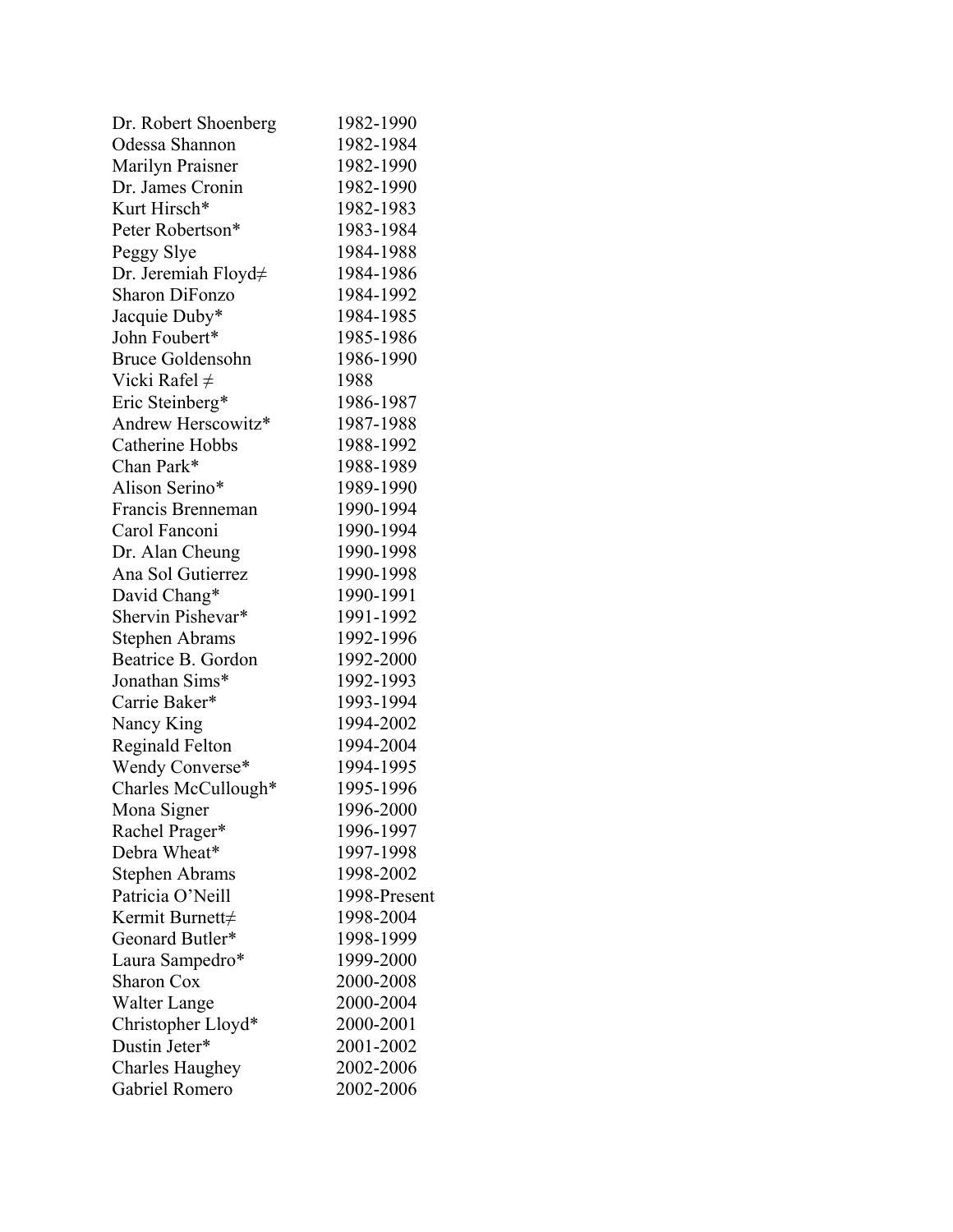| | |
|---|---|
| Dr. Robert Shoenberg | 1982-1990 |
| Odessa Shannon | 1982-1984 |
| Marilyn Praisner | 1982-1990 |
| Dr. James Cronin | 1982-1990 |
| Kurt Hirsch* | 1982-1983 |
| Peter Robertson* | 1983-1984 |
| Peggy Slye | 1984-1988 |
| Dr. Jeremiah Floyd≠ | 1984-1986 |
| Sharon DiFonzo | 1984-1992 |
| Jacquie Duby* | 1984-1985 |
| John Foubert* | 1985-1986 |
| Bruce Goldensohn | 1986-1990 |
| Vicki Rafel ≠ | 1988 |
| Eric Steinberg* | 1986-1987 |
| Andrew Herscowitz* | 1987-1988 |
| Catherine Hobbs | 1988-1992 |
| Chan Park* | 1988-1989 |
| Alison Serino* | 1989-1990 |
| Francis Brenneman | 1990-1994 |
| Carol Fanconi | 1990-1994 |
| Dr. Alan Cheung | 1990-1998 |
| Ana Sol Gutierrez | 1990-1998 |
| David Chang* | 1990-1991 |
| Shervin Pishevar* | 1991-1992 |
| Stephen Abrams | 1992-1996 |
| Beatrice B. Gordon | 1992-2000 |
| Jonathan Sims* | 1992-1993 |
| Carrie Baker* | 1993-1994 |
| Nancy King | 1994-2002 |
| Reginald Felton | 1994-2004 |
| Wendy Converse* | 1994-1995 |
| Charles McCullough* | 1995-1996 |
| Mona Signer | 1996-2000 |
| Rachel Prager* | 1996-1997 |
| Debra Wheat* | 1997-1998 |
| Stephen Abrams | 1998-2002 |
| Patricia O'Neill | 1998-Present |
| Kermit Burnett≠ | 1998-2004 |
| Geonard Butler* | 1998-1999 |
| Laura Sampedro* | 1999-2000 |
| Sharon Cox | 2000-2008 |
| Walter Lange | 2000-2004 |
| Christopher Lloyd* | 2000-2001 |
| Dustin Jeter* | 2001-2002 |
| Charles Haughey | 2002-2006 |
| Gabriel Romero | 2002-2006 |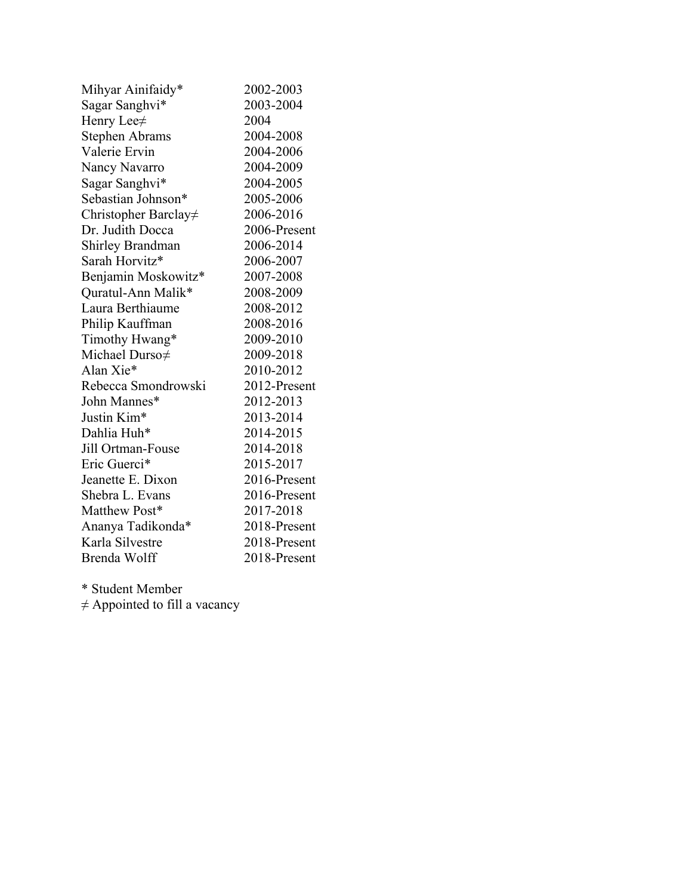| | |
|---|---|
| Mihyar Ainifaidy* | 2002-2003 |
| Sagar Sanghvi* | 2003-2004 |
| Henry Lee≠ | 2004 |
| Stephen Abrams | 2004-2008 |
| Valerie Ervin | 2004-2006 |
| Nancy Navarro | 2004-2009 |
| Sagar Sanghvi* | 2004-2005 |
| Sebastian Johnson* | 2005-2006 |
| Christopher Barclay≠ | 2006-2016 |
| Dr. Judith Docca | 2006-Present |
| Shirley Brandman | 2006-2014 |
| Sarah Horvitz* | 2006-2007 |
| Benjamin Moskowitz* | 2007-2008 |
| Quratul-Ann Malik* | 2008-2009 |
| Laura Berthiaume | 2008-2012 |
| Philip Kauffman | 2008-2016 |
| Timothy Hwang* | 2009-2010 |
| Michael Durso≠ | 2009-2018 |
| Alan Xie* | 2010-2012 |
| Rebecca Smondrowski | 2012-Present |
| John Mannes* | 2012-2013 |
| Justin Kim* | 2013-2014 |
| Dahlia Huh* | 2014-2015 |
| Jill Ortman-Fouse | 2014-2018 |
| Eric Guerci* | 2015-2017 |
| Jeanette E. Dixon | 2016-Present |
| Shebra L. Evans | 2016-Present |
| Matthew Post* | 2017-2018 |
| Ananya Tadikonda* | 2018-Present |
| Karla Silvestre | 2018-Present |
| Brenda Wolff | 2018-Present |

* Student Member

≠ Appointed to fill a vacancy